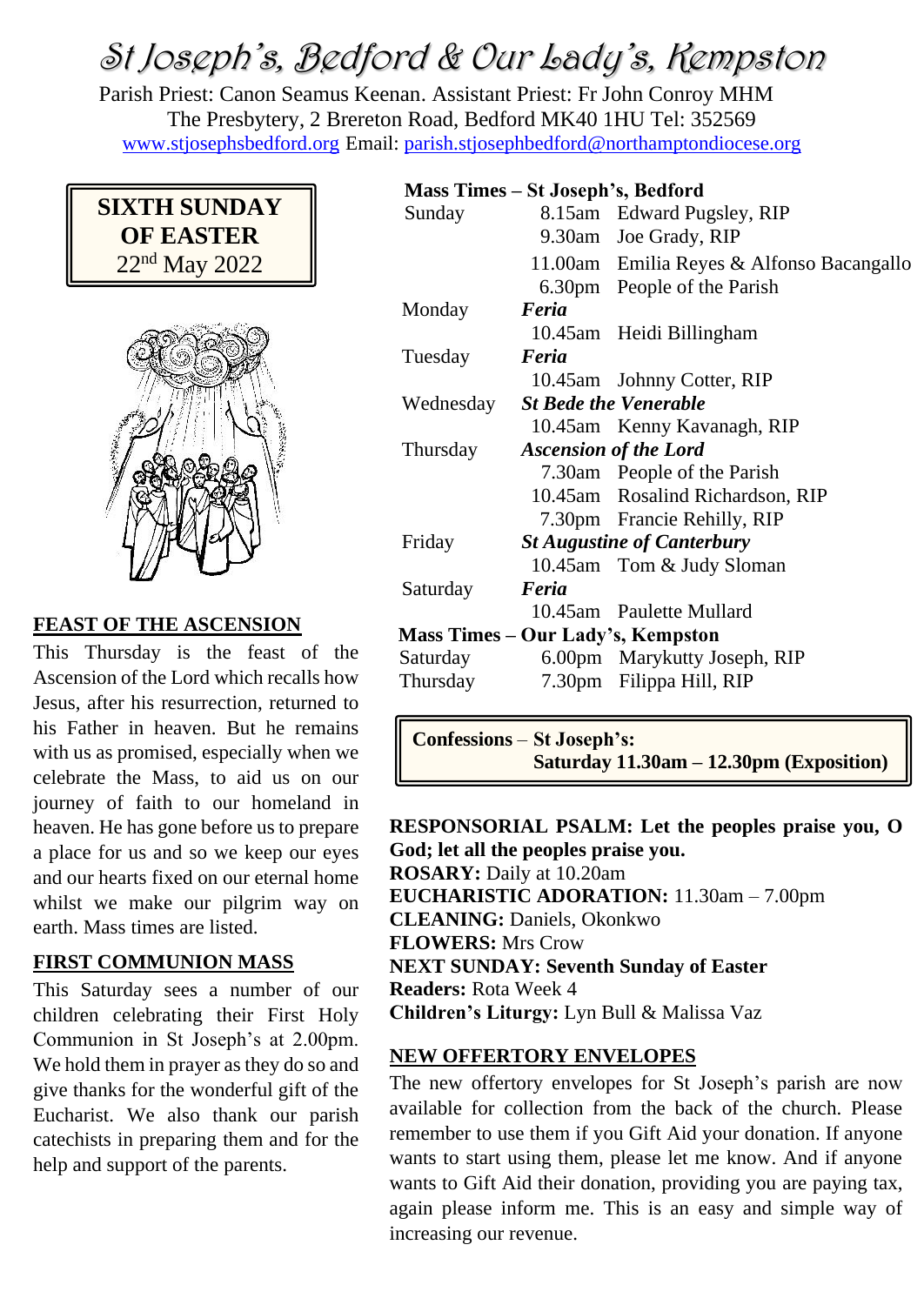# St Joseph's, Bedford & Our Lady's, Kempston

Parish Priest: Canon Seamus Keenan. Assistant Priest: Fr John Conroy MHM
The Presbytery, 2 Brereton Road, Bedford MK40 1HU Tel: 352569
www.stjosephsbedford.org Email: parish.stjosephbedford@northamptondiocese.org

**SIXTH SUNDAY OF EASTER**
22nd May 2022

## FEAST OF THE ASCENSION

This Thursday is the feast of the Ascension of the Lord which recalls how Jesus, after his resurrection, returned to his Father in heaven. But he remains with us as promised, especially when we celebrate the Mass, to aid us on our journey of faith to our homeland in heaven. He has gone before us to prepare a place for us and so we keep our eyes and our hearts fixed on our eternal home whilst we make our pilgrim way on earth. Mass times are listed.

## FIRST COMMUNION MASS

This Saturday sees a number of our children celebrating their First Holy Communion in St Joseph's at 2.00pm. We hold them in prayer as they do so and give thanks for the wonderful gift of the Eucharist. We also thank our parish catechists in preparing them and for the help and support of the parents.

**Mass Times – St Joseph's, Bedford**

| | | |
|---|---|---|
| Sunday | 8.15am | Edward Pugsley, RIP |
| | 9.30am | Joe Grady, RIP |
| | 11.00am | Emilia Reyes & Alfonso Bacangallo |
| | 6.30pm | People of the Parish |
| Monday | ***Feria*** | |
| | 10.45am | Heidi Billingham |
| Tuesday | ***Feria*** | |
| | 10.45am | Johnny Cotter, RIP |
| Wednesday | ***St Bede the Venerable*** | |
| | 10.45am | Kenny Kavanagh, RIP |
| Thursday | ***Ascension of the Lord*** | |
| | 7.30am | People of the Parish |
| | 10.45am | Rosalind Richardson, RIP |
| | 7.30pm | Francie Rehilly, RIP |
| Friday | ***St Augustine of Canterbury*** | |
| | 10.45am | Tom & Judy Sloman |
| Saturday | ***Feria*** | |
| | 10.45am | Paulette Mullard |

**Mass Times – Our Lady's, Kempston**

| | | |
|---|---|---|
| Saturday | 6.00pm | Marykutty Joseph, RIP |
| Thursday | 7.30pm | Filippa Hill, RIP |

**Confessions** – **St Joseph's:**
**Saturday 11.30am – 12.30pm (Exposition)**

**RESPONSORIAL PSALM: Let the peoples praise you, O God; let all the peoples praise you.**
**ROSARY:** Daily at 10.20am
**EUCHARISTIC ADORATION:** 11.30am – 7.00pm
**CLEANING:** Daniels, Okonkwo
**FLOWERS:** Mrs Crow
**NEXT SUNDAY: Seventh Sunday of Easter**
**Readers:** Rota Week 4
**Children's Liturgy:** Lyn Bull & Malissa Vaz

## NEW OFFERTORY ENVELOPES

The new offertory envelopes for St Joseph's parish are now available for collection from the back of the church. Please remember to use them if you Gift Aid your donation. If anyone wants to start using them, please let me know. And if anyone wants to Gift Aid their donation, providing you are paying tax, again please inform me. This is an easy and simple way of increasing our revenue.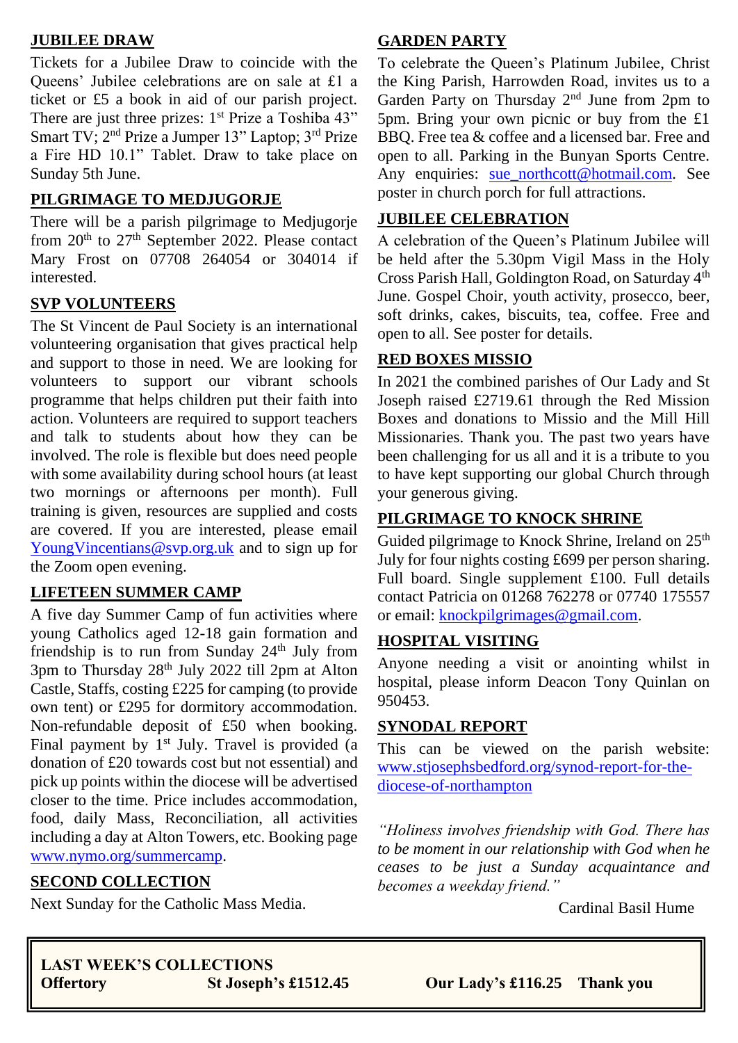## JUBILEE DRAW

Tickets for a Jubilee Draw to coincide with the Queens' Jubilee celebrations are on sale at £1 a ticket or £5 a book in aid of our parish project. There are just three prizes: 1st Prize a Toshiba 43" Smart TV; 2nd Prize a Jumper 13" Laptop; 3rd Prize a Fire HD 10.1" Tablet. Draw to take place on Sunday 5th June.

## PILGRIMAGE TO MEDJUGORJE

There will be a parish pilgrimage to Medjugorje from 20th to 27th September 2022. Please contact Mary Frost on 07708 264054 or 304014 if interested.

## SVP VOLUNTEERS

The St Vincent de Paul Society is an international volunteering organisation that gives practical help and support to those in need. We are looking for volunteers to support our vibrant schools programme that helps children put their faith into action. Volunteers are required to support teachers and talk to students about how they can be involved. The role is flexible but does need people with some availability during school hours (at least two mornings or afternoons per month). Full training is given, resources are supplied and costs are covered. If you are interested, please email YoungVincentians@svp.org.uk and to sign up for the Zoom open evening.

## LIFETEEN SUMMER CAMP

A five day Summer Camp of fun activities where young Catholics aged 12-18 gain formation and friendship is to run from Sunday 24th July from 3pm to Thursday 28th July 2022 till 2pm at Alton Castle, Staffs, costing £225 for camping (to provide own tent) or £295 for dormitory accommodation. Non-refundable deposit of £50 when booking. Final payment by 1st July. Travel is provided (a donation of £20 towards cost but not essential) and pick up points within the diocese will be advertised closer to the time. Price includes accommodation, food, daily Mass, Reconciliation, all activities including a day at Alton Towers, etc. Booking page www.nymo.org/summercamp.

## SECOND COLLECTION

Next Sunday for the Catholic Mass Media.

## GARDEN PARTY

To celebrate the Queen's Platinum Jubilee, Christ the King Parish, Harrowden Road, invites us to a Garden Party on Thursday 2nd June from 2pm to 5pm. Bring your own picnic or buy from the £1 BBQ. Free tea & coffee and a licensed bar. Free and open to all. Parking in the Bunyan Sports Centre. Any enquiries: sue_northcott@hotmail.com. See poster in church porch for full attractions.

## JUBILEE CELEBRATION

A celebration of the Queen's Platinum Jubilee will be held after the 5.30pm Vigil Mass in the Holy Cross Parish Hall, Goldington Road, on Saturday 4th June. Gospel Choir, youth activity, prosecco, beer, soft drinks, cakes, biscuits, tea, coffee. Free and open to all. See poster for details.

## RED BOXES MISSIO

In 2021 the combined parishes of Our Lady and St Joseph raised £2719.61 through the Red Mission Boxes and donations to Missio and the Mill Hill Missionaries. Thank you. The past two years have been challenging for us all and it is a tribute to you to have kept supporting our global Church through your generous giving.

## PILGRIMAGE TO KNOCK SHRINE

Guided pilgrimage to Knock Shrine, Ireland on 25th July for four nights costing £699 per person sharing. Full board. Single supplement £100. Full details contact Patricia on 01268 762278 or 07740 175557 or email: knockpilgrimages@gmail.com.

## HOSPITAL VISITING

Anyone needing a visit or anointing whilst in hospital, please inform Deacon Tony Quinlan on 950453.

## SYNODAL REPORT

This can be viewed on the parish website: www.stjosephsbedford.org/synod-report-for-the-diocese-of-northampton

*"Holiness involves friendship with God. There has to be moment in our relationship with God when he ceases to be just a Sunday acquaintance and becomes a weekday friend."*

Cardinal Basil Hume

**LAST WEEK'S COLLECTIONS**

**Offertory** **St Joseph's £1512.45** **Our Lady's £116.25** **Thank you**